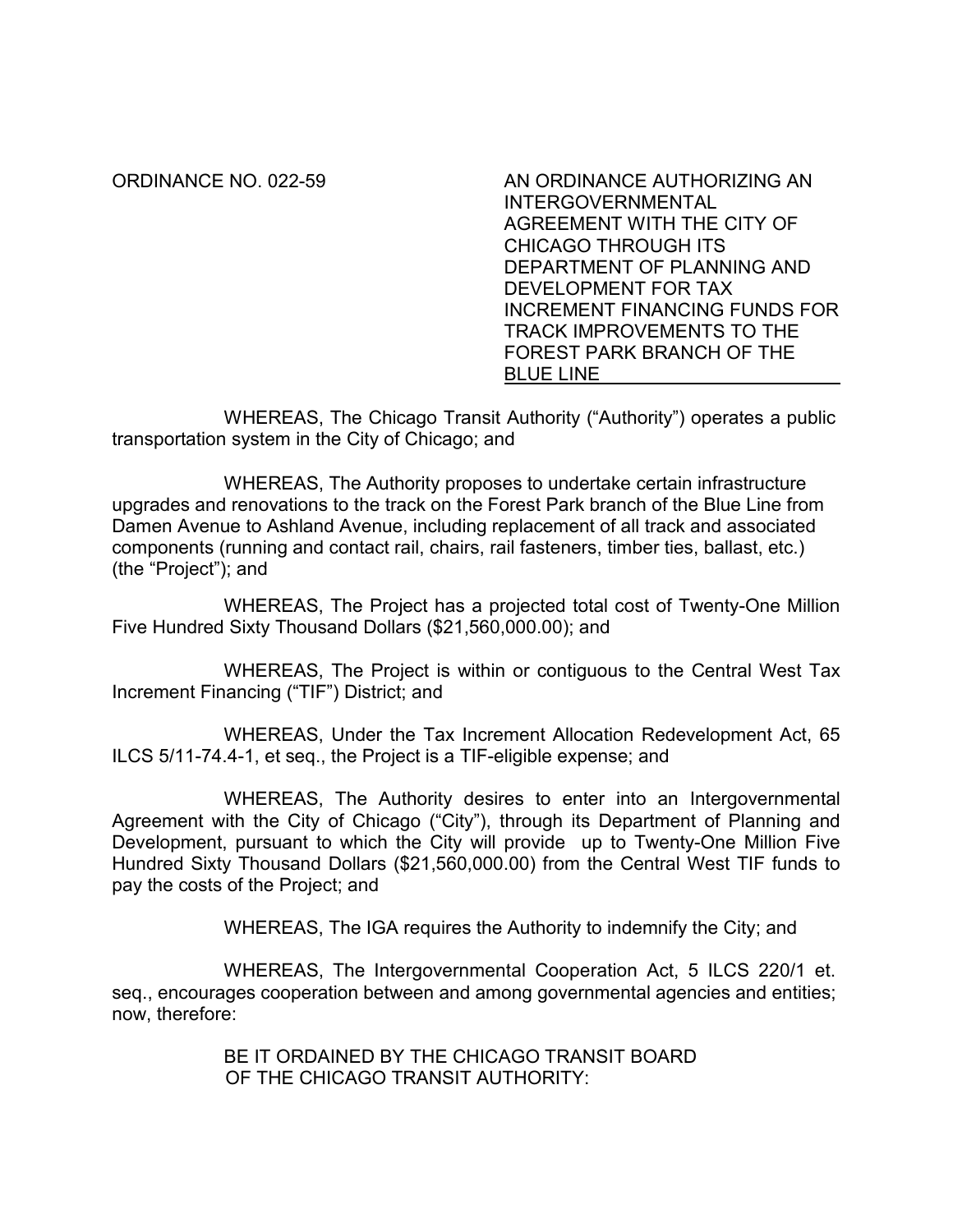ORDINANCE NO. 022-59

**AN ORDINANCE AUTHORIZING AN INTERGOVERNMENTAL AGREEMENT WITH THE CITY OF CHICAGO THROUGH ITS DEPARTMENT OF PLANNING AND DEVELOPMENT FOR TAX INCREMENT FINANCING FUNDS FOR TRACK IMPROVEMENTS TO THE FOREST PARK BRANCH OF THE BLUE LINE**

WHEREAS, The Chicago Transit Authority ("Authority") operates a public transportation system in the City of Chicago; and

WHEREAS, The Authority proposes to undertake certain infrastructure upgrades and renovations to the track on the Forest Park branch of the Blue Line from Damen Avenue to Ashland Avenue, including replacement of all track and associated components (running and contact rail, chairs, rail fasteners, timber ties, ballast, etc.) (the "Project"); and

WHEREAS, The Project has a projected total cost of Twenty-One Million Five Hundred Sixty Thousand Dollars ($21,560,000.00); and

WHEREAS, The Project is within or contiguous to the Central West Tax Increment Financing ("TIF") District; and

WHEREAS, Under the Tax Increment Allocation Redevelopment Act, 65 ILCS 5/11-74.4-1, et seq., the Project is a TIF-eligible expense; and

WHEREAS, The Authority desires to enter into an Intergovernmental Agreement with the City of Chicago ("City"), through its Department of Planning and Development, pursuant to which the City will provide up to Twenty-One Million Five Hundred Sixty Thousand Dollars ($21,560,000.00) from the Central West TIF funds to pay the costs of the Project; and

WHEREAS, The IGA requires the Authority to indemnify the City; and

WHEREAS, The Intergovernmental Cooperation Act, 5 ILCS 220/1 et. seq., encourages cooperation between and among governmental agencies and entities; now, therefore:

BE IT ORDAINED BY THE CHICAGO TRANSIT BOARD OF THE CHICAGO TRANSIT AUTHORITY: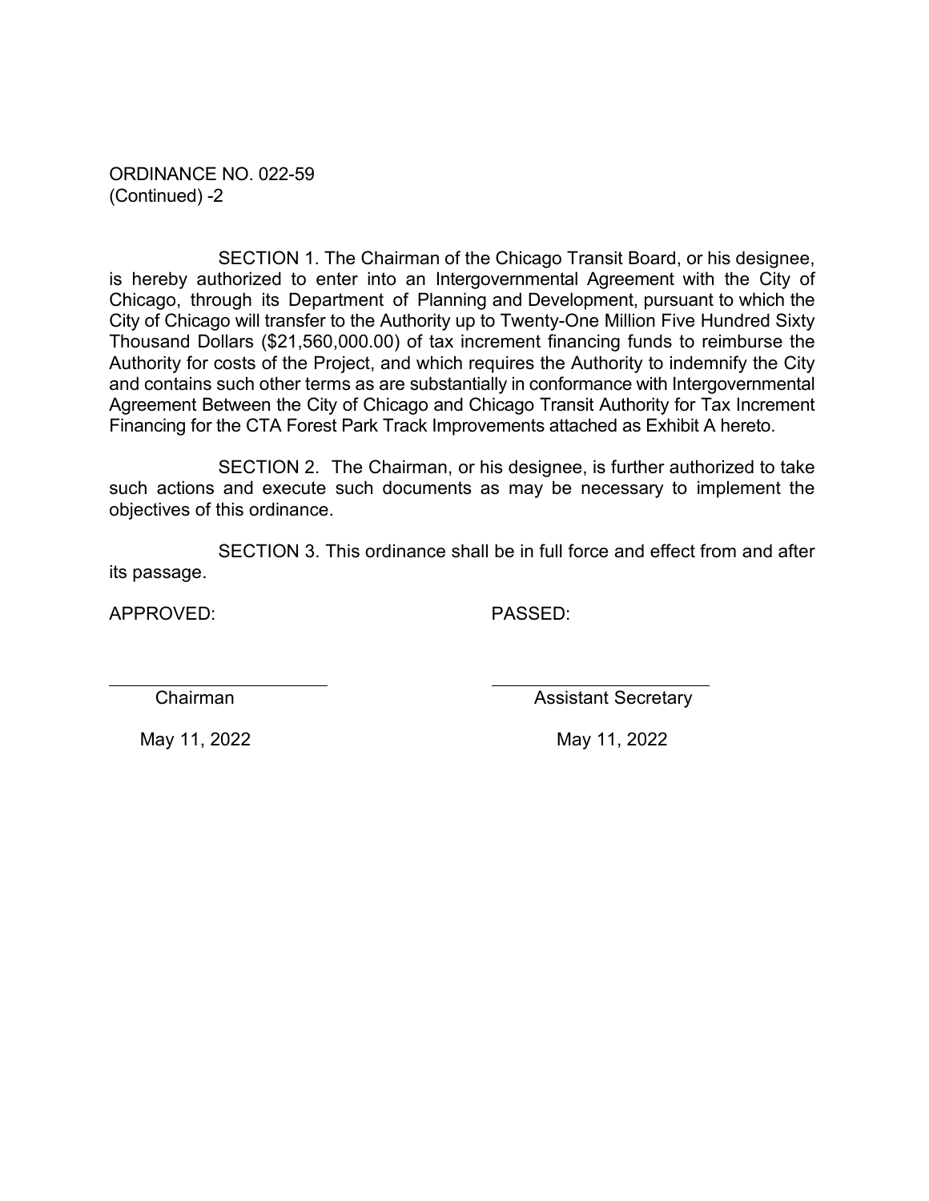ORDINANCE NO. 022-59
(Continued) -2

SECTION 1. The Chairman of the Chicago Transit Board, or his designee, is hereby authorized to enter into an Intergovernmental Agreement with the City of Chicago, through its Department of Planning and Development, pursuant to which the City of Chicago will transfer to the Authority up to Twenty-One Million Five Hundred Sixty Thousand Dollars ($21,560,000.00) of tax increment financing funds to reimburse the Authority for costs of the Project, and which requires the Authority to indemnify the City and contains such other terms as are substantially in conformance with Intergovernmental Agreement Between the City of Chicago and Chicago Transit Authority for Tax Increment Financing for the CTA Forest Park Track Improvements attached as Exhibit A hereto.

SECTION 2. The Chairman, or his designee, is further authorized to take such actions and execute such documents as may be necessary to implement the objectives of this ordinance.

SECTION 3. This ordinance shall be in full force and effect from and after its passage.

APPROVED: PASSED:

______________________ ______________________

Chairman Assistant Secretary

May 11, 2022 May 11, 2022